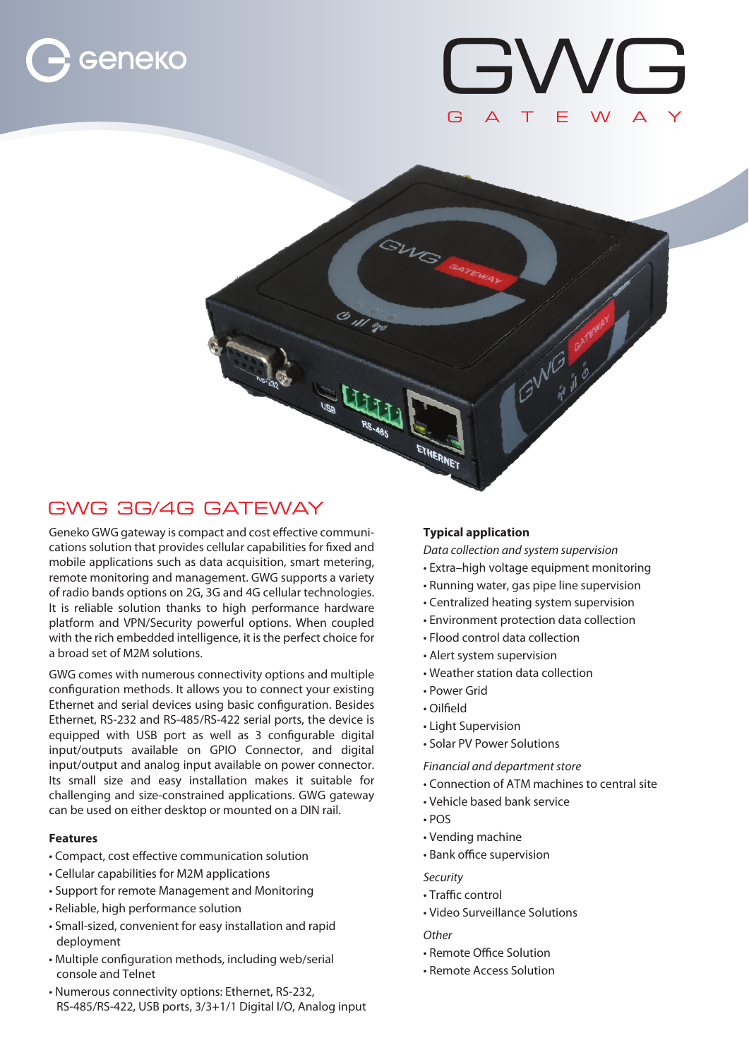# GWG 3G/4G GATEWAY

Geneko GWG gateway is compact and cost effective communications solution that provides cellular capabilities for fixed and mobile applications such as data acquisition, smart metering, remote monitoring and management. GWG supports a variety of radio bands options on 2G, 3G and 4G cellular technologies. It is reliable solution thanks to high performance hardware platform and VPN/Security powerful options. When coupled with the rich embedded intelligence, it is the perfect choice for a broad set of M2M solutions.

GWG comes with numerous connectivity options and multiple configuration methods. It allows you to connect your existing Ethernet and serial devices using basic configuration. Besides Ethernet, RS-232 and RS-485/RS-422 serial ports, the device is equipped with USB port as well as 3 configurable digital input/outputs available on GPIO Connector, and digital input/output and analog input available on power connector. Its small size and easy installation makes it suitable for challenging and size-constrained applications. GWG gateway can be used on either desktop or mounted on a DIN rail.

### Features

- Compact, cost effective communication solution
- Cellular capabilities for M2M applications
- Support for remote Management and Monitoring
- Reliable, high performance solution
- Small-sized, convenient for easy installation and rapid deployment
- Multiple configuration methods, including web/serial console and Telnet
- Numerous connectivity options: Ethernet, RS-232, RS-485/RS-422, USB ports, 3/3+1/1 Digital I/O, Analog input

### Typical application

*Data collection and system supervision*

- Extra–high voltage equipment monitoring
- Running water, gas pipe line supervision
- Centralized heating system supervision
- Environment protection data collection
- Flood control data collection
- Alert system supervision
- Weather station data collection
- Power Grid
- Oilfield
- Light Supervision
- Solar PV Power Solutions

*Financial and department store*

- Connection of ATM machines to central site
- Vehicle based bank service
- POS
- Vending machine
- Bank office supervision

*Security*

- Traffic control
- Video Surveillance Solutions

*Other*

- Remote Office Solution
- Remote Access Solution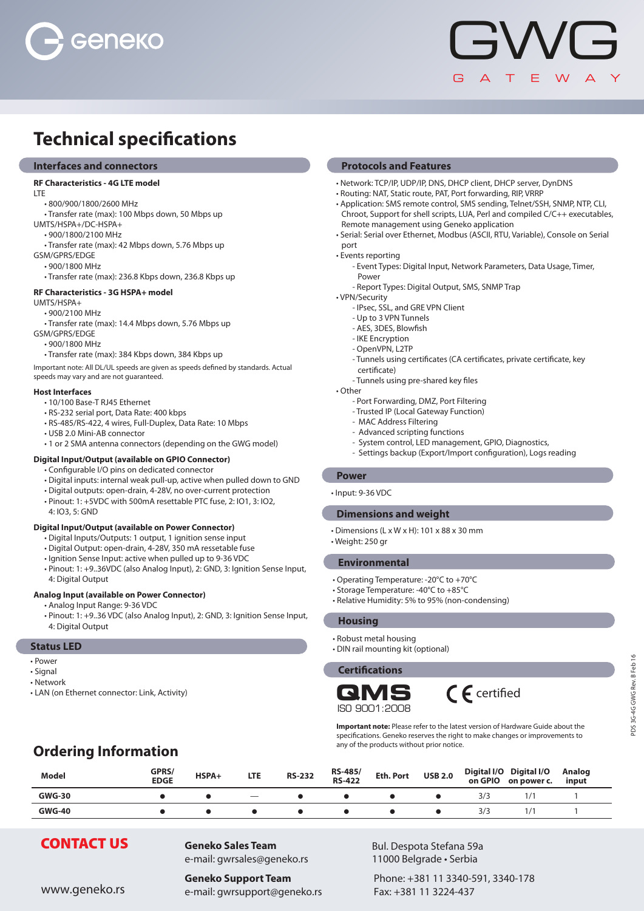# Technical specifications

## Interfaces and connectors

**RF Characteristics - 4G LTE model**

LTE
- 800/900/1800/2600 MHz
- Transfer rate (max): 100 Mbps down, 50 Mbps up

UMTS/HSPA+/DC-HSPA+
- 900/1800/2100 MHz
- Transfer rate (max): 42 Mbps down, 5.76 Mbps up

GSM/GPRS/EDGE
- 900/1800 MHz
- Transfer rate (max): 236.8 Kbps down, 236.8 Kbps up

**RF Characteristics - 3G HSPA+ model**

UMTS/HSPA+
- 900/2100 MHz
- Transfer rate (max): 14.4 Mbps down, 5.76 Mbps up

GSM/GPRS/EDGE
- 900/1800 MHz
- Transfer rate (max): 384 Kbps down, 384 Kbps up

Important note: All DL/UL speeds are given as speeds defined by standards. Actual speeds may vary and are not guaranteed.

**Host Interfaces**
- 10/100 Base-T RJ45 Ethernet
- RS-232 serial port, Data Rate: 400 kbps
- RS-485/RS-422, 4 wires, Full-Duplex, Data Rate: 10 Mbps
- USB 2.0 Mini-AB connector
- 1 or 2 SMA antenna connectors (depending on the GWG model)

**Digital Input/Output (available on GPIO Connector)**
- Configurable I/O pins on dedicated connector
- Digital inputs: internal weak pull-up, active when pulled down to GND
- Digital outputs: open-drain, 4-28V, no over-current protection
- Pinout: 1: +5VDC with 500mA resettable PTC fuse, 2: IO1, 3: IO2, 4: IO3, 5: GND

**Digital Input/Output (available on Power Connector)**
- Digital Inputs/Outputs: 1 output, 1 ignition sense input
- Digital Output: open-drain, 4-28V, 350 mA ressetable fuse
- Ignition Sense Input: active when pulled up to 9-36 VDC
- Pinout: 1: +9..36VDC (also Analog Input), 2: GND, 3: Ignition Sense Input, 4: Digital Output

**Analog Input (available on Power Connector)**
- Analog Input Range: 9-36 VDC
- Pinout: 1: +9..36 VDC (also Analog Input), 2: GND, 3: Ignition Sense Input, 4: Digital Output

## Status LED

- Power
- Signal
- Network
- LAN (on Ethernet connector: Link, Activity)

## Protocols and Features

- Network: TCP/IP, UDP/IP, DNS, DHCP client, DHCP server, DynDNS
- Routing: NAT, Static route, PAT, Port forwarding, RIP, VRRP
- Application: SMS remote control, SMS sending, Telnet/SSH, SNMP, NTP, CLI, Chroot, Support for shell scripts, LUA, Perl and compiled C/C++ executables, Remote management using Geneko application
- Serial: Serial over Ethernet, Modbus (ASCII, RTU, Variable), Console on Serial port
- Events reporting
  - Event Types: Digital Input, Network Parameters, Data Usage, Timer, Power
  - Report Types: Digital Output, SMS, SNMP Trap
- VPN/Security
  - IPsec, SSL, and GRE VPN Client
  - Up to 3 VPN Tunnels
  - AES, 3DES, Blowfish
  - IKE Encryption
  - OpenVPN, L2TP
  - Tunnels using certificates (CA certificates, private certificate, key certificate)
  - Tunnels using pre-shared key files
- Other
  - Port Forwarding, DMZ, Port Filtering
  - Trusted IP (Local Gateway Function)
  - MAC Address Filtering
  - Advanced scripting functions
  - System control, LED management, GPIO, Diagnostics,
  - Settings backup (Export/Import configuration), Logs reading

## Power

- Input: 9-36 VDC

## Dimensions and weight

- Dimensions (L x W x H): 101 x 88 x 30 mm
- Weight: 250 gr

## Environmental

- Operating Temperature: -20°C to +70°C
- Storage Temperature: -40°C to +85°C
- Relative Humidity: 5% to 95% (non-condensing)

## Housing

- Robust metal housing
- DIN rail mounting kit (optional)

## Certifications

QMS ISO 9001:2008

CE certified

**Important note:** Please refer to the latest version of Hardware Guide about the specifications. Geneko reserves the right to make changes or improvements to any of the products without prior notice.

## Ordering Information

| Model | GPRS/ EDGE | HSPA+ | LTE | RS-232 | RS-485/ RS-422 | Eth. Port | USB 2.0 | Digital I/O on GPIO | Digital I/O on power c. | Analog input |
|---|---|---|---|---|---|---|---|---|---|---|
| GWG-30 | ● | ● | — | ● | ● | ● | ● | 3/3 | 1/1 | 1 |
| GWG-40 | ● | ● | ● | ● | ● | ● | ● | 3/3 | 1/1 | 1 |

## CONTACT US

www.geneko.rs

**Geneko Sales Team**
e-mail: gwrsales@geneko.rs

**Geneko Support Team**
e-mail: gwrsupport@geneko.rs

Bul. Despota Stefana 59a
11000 Belgrade • Serbia

Phone: +381 11 3340-591, 3340-178
Fax: +381 11 3224-437

PDS 3G-4G GWG Rev. B Feb 16